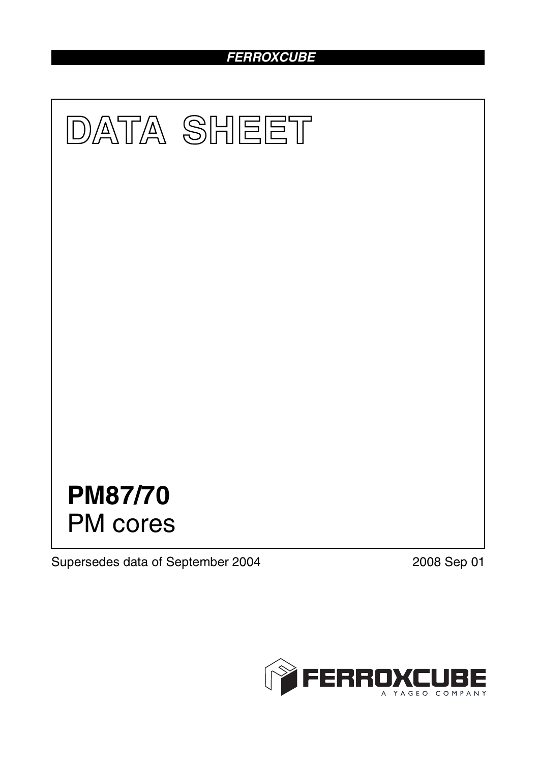FERROXCUBE

# DATA SHEET

# PM87/70
PM cores

Supersedes data of September 2004

2008 Sep 01

FERROXCUBE
A YAGEO COMPANY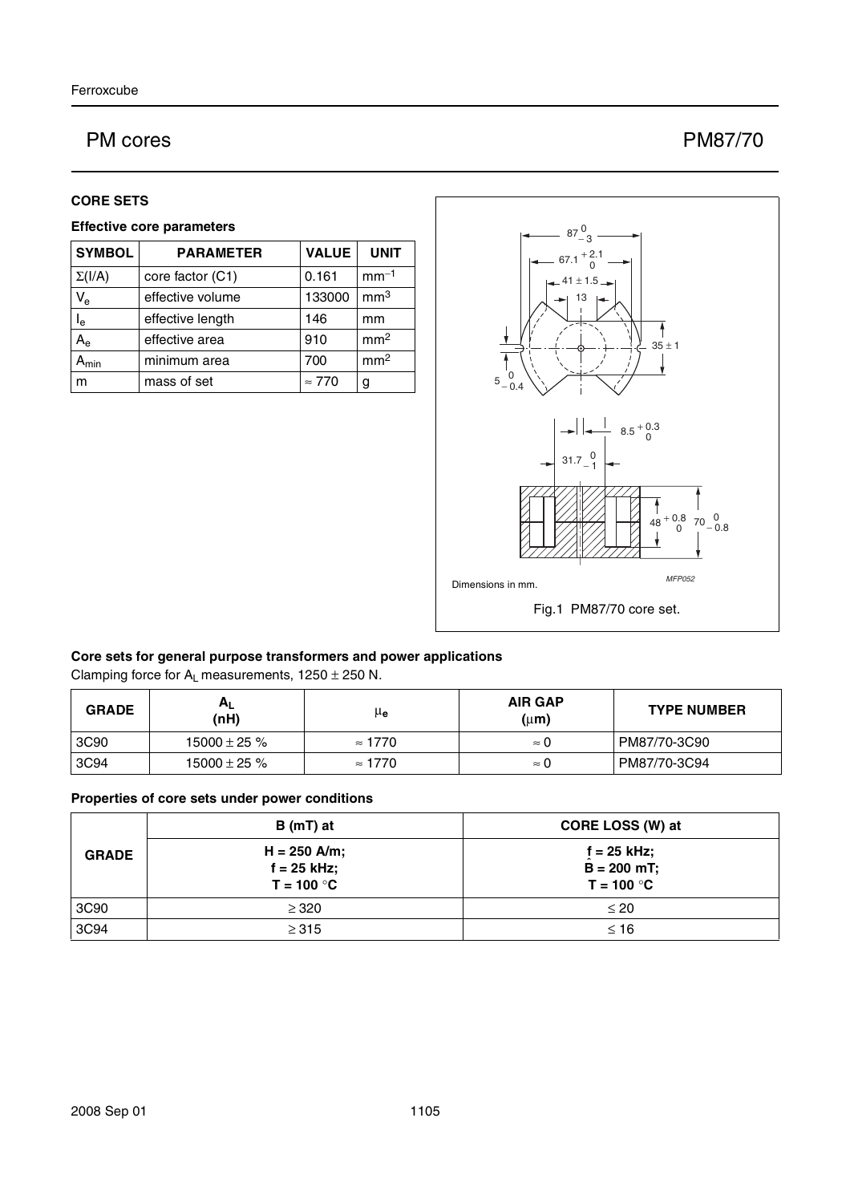# PM cores

## PM87/70

### CORE SETS

#### Effective core parameters

| SYMBOL | PARAMETER | VALUE | UNIT |
|---|---|---|---|
| $\Sigma(I/A)$ | core factor (C1) | 0.161 | $mm^{-1}$ |
| $V_e$ | effective volume | 133000 | $mm^3$ |
| $l_e$ | effective length | 146 | mm |
| $A_e$ | effective area | 910 | $mm^2$ |
| $A_{min}$ | minimum area | 700 | $mm^2$ |
| m | mass of set | ≈ 770 | g |

Dimensions in mm.

Fig.1 PM87/70 core set.

#### Core sets for general purpose transformers and power applications

Clamping force for $A_L$ measurements, 1250 ± 250 N.

| GRADE | $A_L$ (nH) | $\mu_e$ | AIR GAP (μm) | TYPE NUMBER |
|---|---|---|---|---|
| 3C90 | 15000 ± 25 % | ≈ 1770 | ≈ 0 | PM87/70-3C90 |
| 3C94 | 15000 ± 25 % | ≈ 1770 | ≈ 0 | PM87/70-3C94 |

#### Properties of core sets under power conditions

| GRADE | B (mT) at | CORE LOSS (W) at |
|---|---|---|
| | H = 250 A/m; f = 25 kHz; T = 100 °C | f = 25 kHz; $\hat{B}$ = 200 mT; T = 100 °C |
| 3C90 | ≥ 320 | ≤ 20 |
| 3C94 | ≥ 315 | ≤ 16 |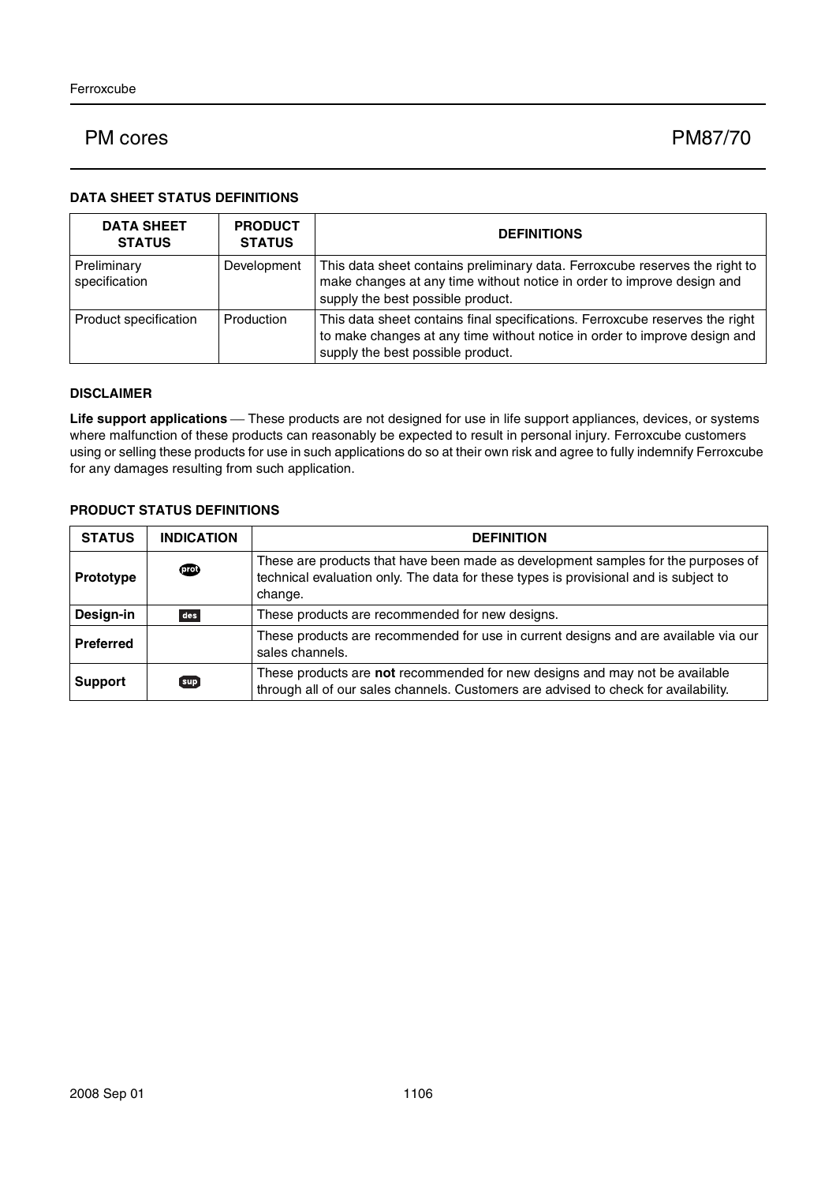## DATA SHEET STATUS DEFINITIONS

| DATA SHEET STATUS | PRODUCT STATUS | DEFINITIONS |
|---|---|---|
| Preliminary specification | Development | This data sheet contains preliminary data. Ferroxcube reserves the right to make changes at any time without notice in order to improve design and supply the best possible product. |
| Product specification | Production | This data sheet contains final specifications. Ferroxcube reserves the right to make changes at any time without notice in order to improve design and supply the best possible product. |

## DISCLAIMER

**Life support applications** — These products are not designed for use in life support appliances, devices, or systems where malfunction of these products can reasonably be expected to result in personal injury. Ferroxcube customers using or selling these products for use in such applications do so at their own risk and agree to fully indemnify Ferroxcube for any damages resulting from such application.

## PRODUCT STATUS DEFINITIONS

| STATUS | INDICATION | DEFINITION |
|---|---|---|
| **Prototype** | prot | These are products that have been made as development samples for the purposes of technical evaluation only. The data for these types is provisional and is subject to change. |
| **Design-in** | des | These products are recommended for new designs. |
| **Preferred** | | These products are recommended for use in current designs and are available via our sales channels. |
| **Support** | sup | These products are **not** recommended for new designs and may not be available through all of our sales channels. Customers are advised to check for availability. |